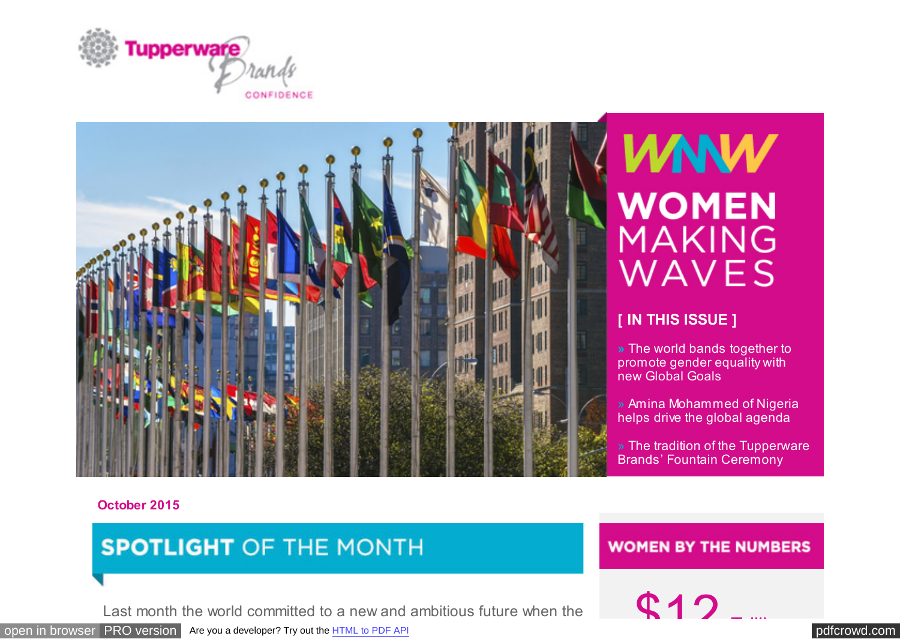Tupperware Brands CONFIDENCE

# WMW WOMEN MAKING WAVES

## [ IN THIS ISSUE ]

» The world bands together to promote gender equality with new Global Goals

» Amina Mohammed of Nigeria helps drive the global agenda

» The tradition of the Tupperware Brands' Fountain Ceremony

October 2015

## SPOTLIGHT OF THE MONTH

Last month the world committed to a new and ambitious future when the

## WOMEN BY THE NUMBERS

$12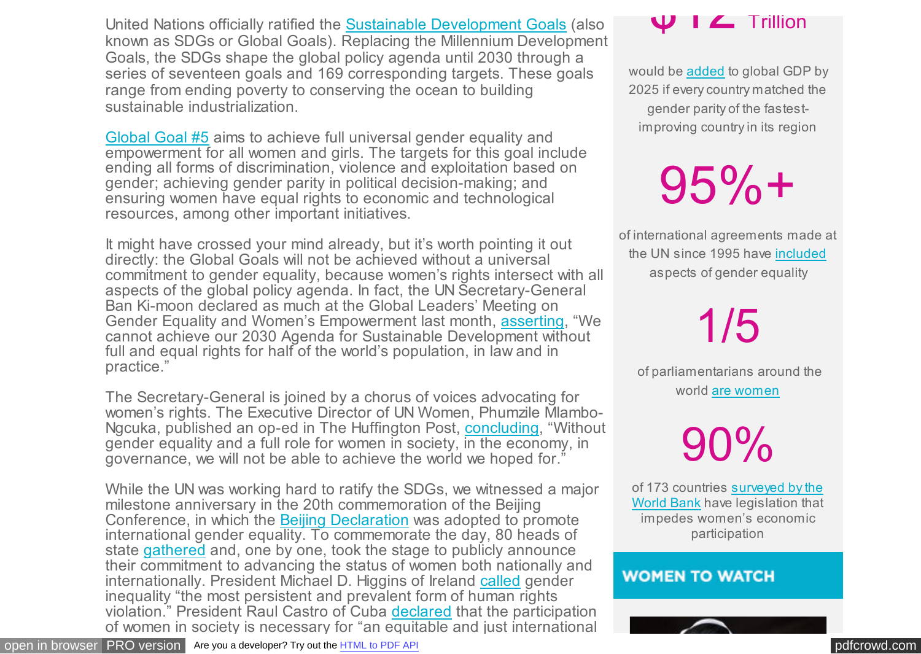United Nations officially ratified the Sustainable Development Goals (also known as SDGs or Global Goals). Replacing the Millennium Development Goals, the SDGs shape the global policy agenda until 2030 through a series of seventeen goals and 169 corresponding targets. These goals range from ending poverty to conserving the ocean to building sustainable industrialization.

Global Goal #5 aims to achieve full universal gender equality and empowerment for all women and girls. The targets for this goal include ending all forms of discrimination, violence and exploitation based on gender; achieving gender parity in political decision-making; and ensuring women have equal rights to economic and technological resources, among other important initiatives.

It might have crossed your mind already, but it's worth pointing it out directly: the Global Goals will not be achieved without a universal commitment to gender equality, because women's rights intersect with all aspects of the global policy agenda. In fact, the UN Secretary-General Ban Ki-moon declared as much at the Global Leaders' Meeting on Gender Equality and Women's Empowerment last month, asserting, "We cannot achieve our 2030 Agenda for Sustainable Development without full and equal rights for half of the world's population, in law and in practice."

The Secretary-General is joined by a chorus of voices advocating for women's rights. The Executive Director of UN Women, Phumzile Mlambo-Ngcuka, published an op-ed in The Huffington Post, concluding, "Without gender equality and a full role for women in society, in the economy, in governance, we will not be able to achieve the world we hoped for."

While the UN was working hard to ratify the SDGs, we witnessed a major milestone anniversary in the 20th commemoration of the Beijing Conference, in which the Beijing Declaration was adopted to promote international gender equality. To commemorate the day, 80 heads of state gathered and, one by one, took the stage to publicly announce their commitment to advancing the status of women both nationally and internationally. President Michael D. Higgins of Ireland called gender inequality "the most persistent and prevalent form of human rights violation." President Raul Castro of Cuba declared that the participation of women in society is necessary for "an equitable and just international

$12 Trillion

would be added to global GDP by 2025 if every country matched the gender parity of the fastest-improving country in its region

95%+

of international agreements made at the UN since 1995 have included aspects of gender equality

1/5

of parliamentarians around the world are women

90%

of 173 countries surveyed by the World Bank have legislation that impedes women's economic participation

## WOMEN TO WATCH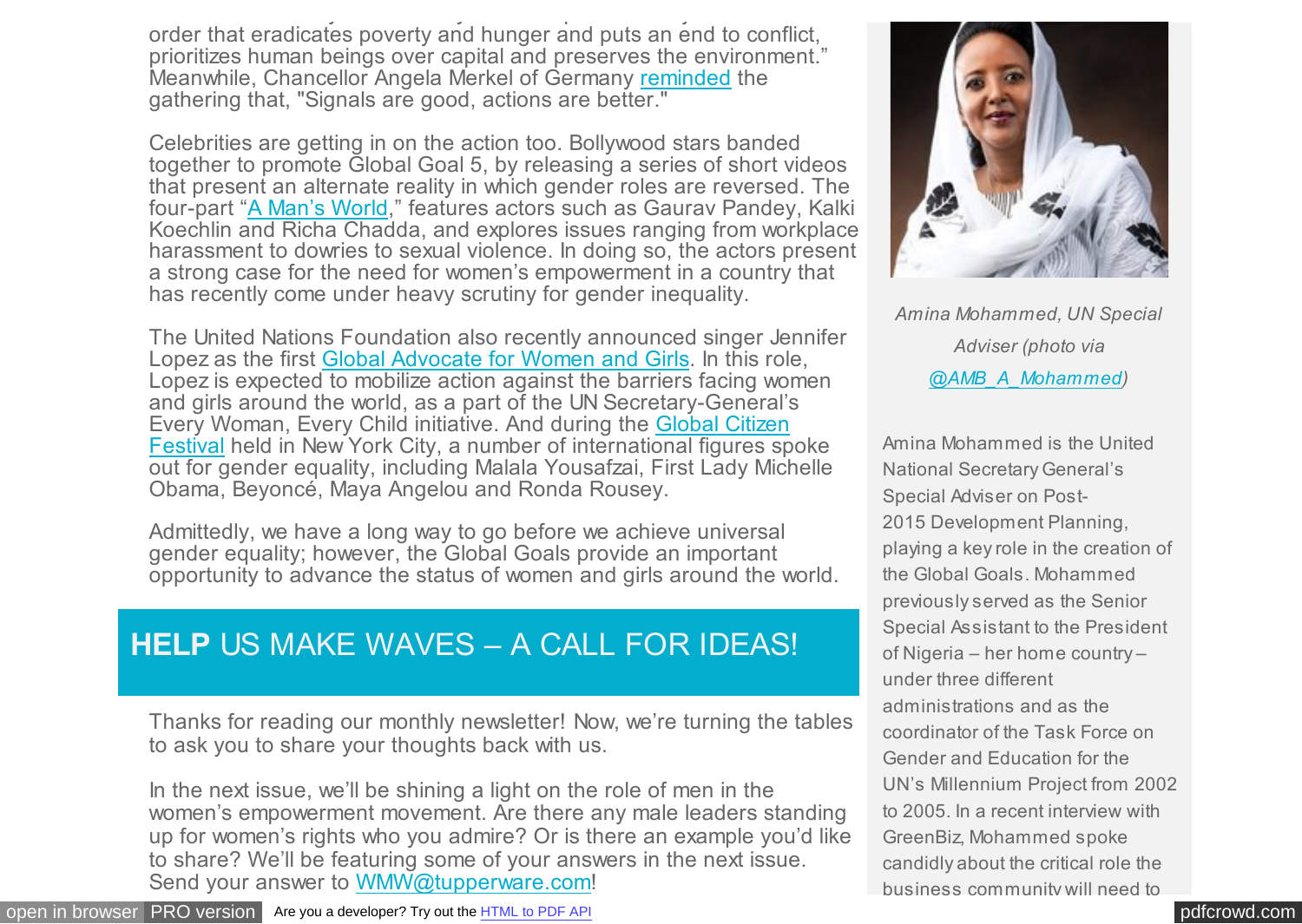order that eradicates poverty and hunger and puts an end to conflict, prioritizes human beings over capital and preserves the environment." Meanwhile, Chancellor Angela Merkel of Germany reminded the gathering that, "Signals are good, actions are better."

Celebrities are getting in on the action too. Bollywood stars banded together to promote Global Goal 5, by releasing a series of short videos that present an alternate reality in which gender roles are reversed. The four-part "A Man's World," features actors such as Gaurav Pandey, Kalki Koechlin and Richa Chadda, and explores issues ranging from workplace harassment to dowries to sexual violence. In doing so, the actors present a strong case for the need for women's empowerment in a country that has recently come under heavy scrutiny for gender inequality.

The United Nations Foundation also recently announced singer Jennifer Lopez as the first Global Advocate for Women and Girls. In this role, Lopez is expected to mobilize action against the barriers facing women and girls around the world, as a part of the UN Secretary-General's Every Woman, Every Child initiative. And during the Global Citizen Festival held in New York City, a number of international figures spoke out for gender equality, including Malala Yousafzai, First Lady Michelle Obama, Beyoncé, Maya Angelou and Ronda Rousey.

Admittedly, we have a long way to go before we achieve universal gender equality; however, the Global Goals provide an important opportunity to advance the status of women and girls around the world.

## **HELP** US MAKE WAVES – A CALL FOR IDEAS!

Thanks for reading our monthly newsletter! Now, we're turning the tables to ask you to share your thoughts back with us.

In the next issue, we'll be shining a light on the role of men in the women's empowerment movement. Are there any male leaders standing up for women's rights who you admire? Or is there an example you'd like to share? We'll be featuring some of your answers in the next issue. Send your answer to WMW@tupperware.com!

*Amina Mohammed, UN Special Adviser (photo via @AMB_A_Mohammed)*

Amina Mohammed is the United National Secretary General's Special Adviser on Post-2015 Development Planning, playing a key role in the creation of the Global Goals. Mohammed previously served as the Senior Special Assistant to the President of Nigeria – her home country – under three different administrations and as the coordinator of the Task Force on Gender and Education for the UN's Millennium Project from 2002 to 2005. In a recent interview with GreenBiz, Mohammed spoke candidly about the critical role the business community will need to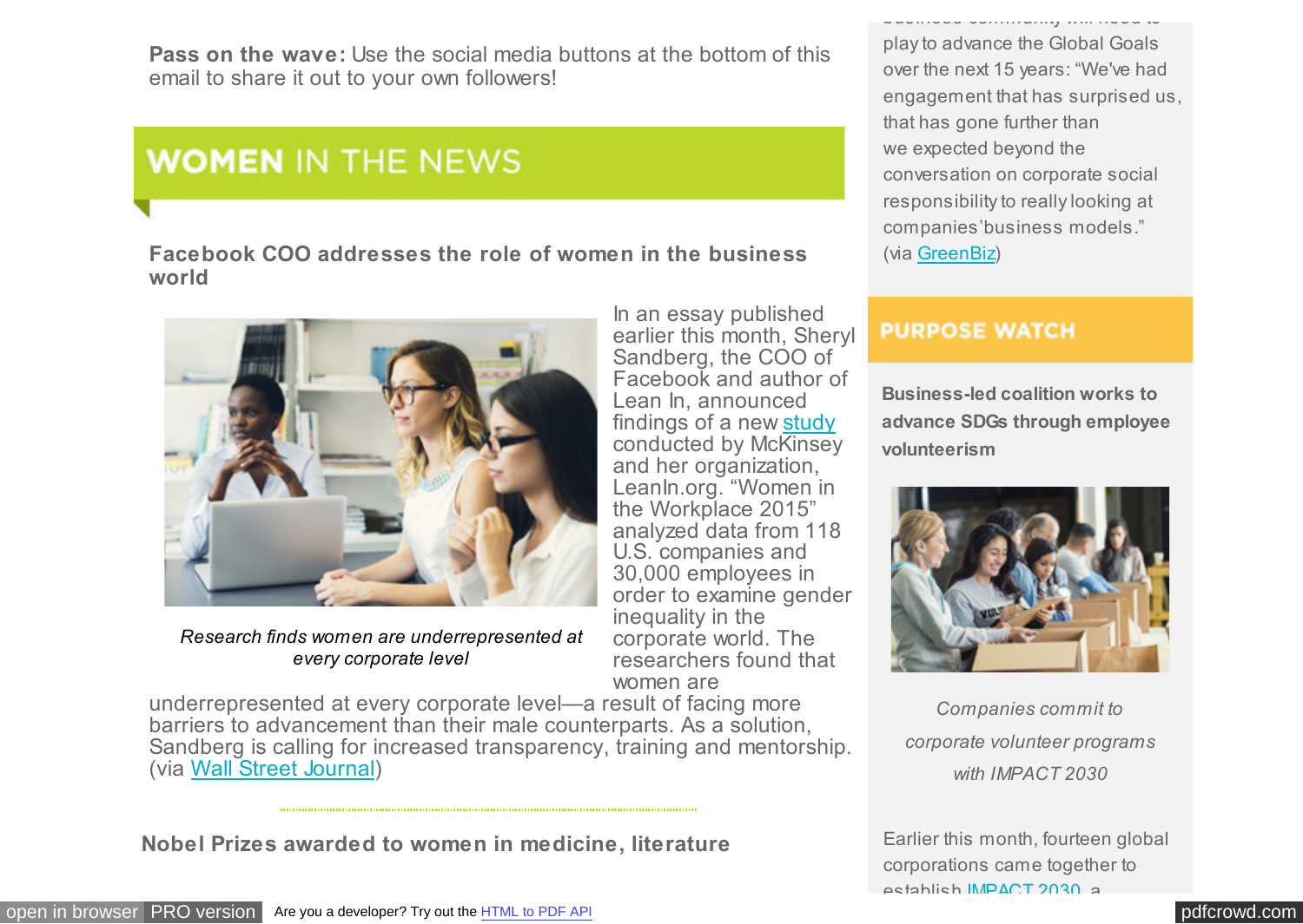**Pass on the wave:** Use the social media buttons at the bottom of this email to share it out to your own followers!

## WOMEN IN THE NEWS

### Facebook COO addresses the role of women in the business world

*Research finds women are underrepresented at every corporate level*

In an essay published earlier this month, Sheryl Sandberg, the COO of Facebook and author of Lean In, announced findings of a new study conducted by McKinsey and her organization, LeanIn.org. "Women in the Workplace 2015" analyzed data from 118 U.S. companies and 30,000 employees in order to examine gender inequality in the corporate world. The researchers found that women are underrepresented at every corporate level—a result of facing more barriers to advancement than their male counterparts. As a solution, Sandberg is calling for increased transparency, training and mentorship. (via Wall Street Journal)

### Nobel Prizes awarded to women in medicine, literature

play to advance the Global Goals over the next 15 years: "We've had engagement that has surprised us, that has gone further than we expected beyond the conversation on corporate social responsibility to really looking at companies' business models." (via GreenBiz)

## PURPOSE WATCH

### Business-led coalition works to advance SDGs through employee volunteerism

*Companies commit to corporate volunteer programs with IMPACT 2030*

Earlier this month, fourteen global corporations came together to establish IMPACT 2030, a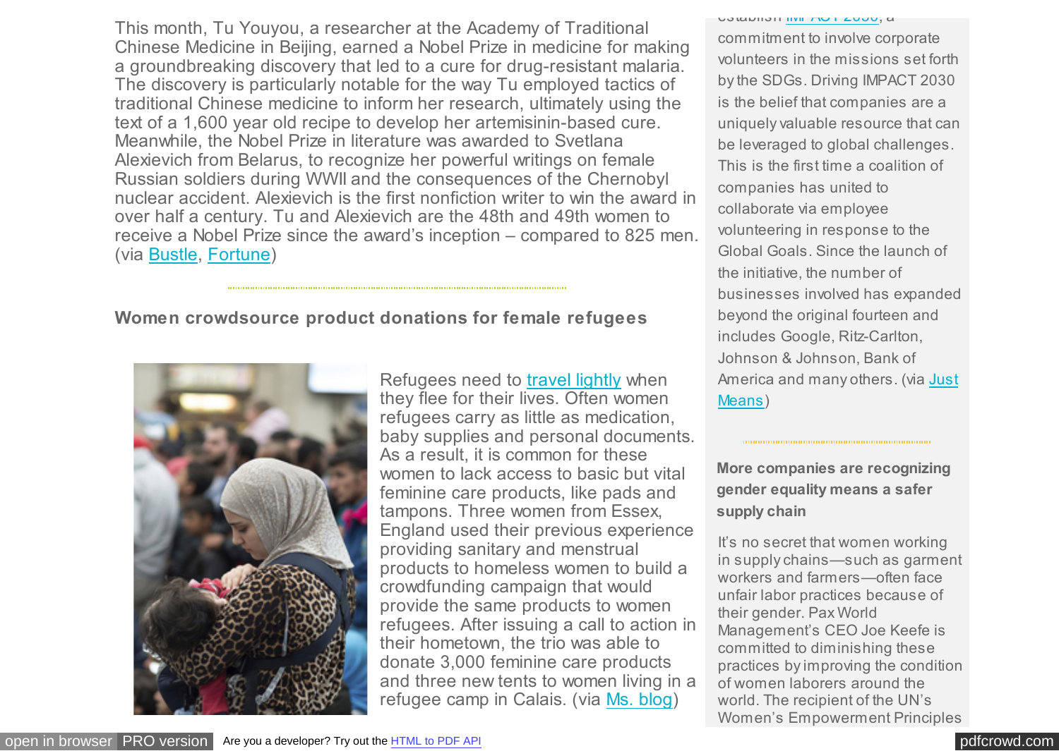This month, Tu Youyou, a researcher at the Academy of Traditional Chinese Medicine in Beijing, earned a Nobel Prize in medicine for making a groundbreaking discovery that led to a cure for drug-resistant malaria. The discovery is particularly notable for the way Tu employed tactics of traditional Chinese medicine to inform her research, ultimately using the text of a 1,600 year old recipe to develop her artemisinin-based cure. Meanwhile, the Nobel Prize in literature was awarded to Svetlana Alexievich from Belarus, to recognize her powerful writings on female Russian soldiers during WWII and the consequences of the Chernobyl nuclear accident. Alexievich is the first nonfiction writer to win the award in over half a century. Tu and Alexievich are the 48th and 49th women to receive a Nobel Prize since the award's inception – compared to 825 men. (via Bustle, Fortune)

### Women crowdsource product donations for female refugees

Refugees need to travel lightly when they flee for their lives. Often women refugees carry as little as medication, baby supplies and personal documents. As a result, it is common for these women to lack access to basic but vital feminine care products, like pads and tampons. Three women from Essex, England used their previous experience providing sanitary and menstrual products to homeless women to build a crowdfunding campaign that would provide the same products to women refugees. After issuing a call to action in their hometown, the trio was able to donate 3,000 feminine care products and three new tents to women living in a refugee camp in Calais. (via Ms. blog)

establish IMPACT 2030, a commitment to involve corporate volunteers in the missions set forth by the SDGs. Driving IMPACT 2030 is the belief that companies are a uniquely valuable resource that can be leveraged to global challenges. This is the first time a coalition of companies has united to collaborate via employee volunteering in response to the Global Goals. Since the launch of the initiative, the number of businesses involved has expanded beyond the original fourteen and includes Google, Ritz-Carlton, Johnson & Johnson, Bank of America and many others. (via Just Means)

### More companies are recognizing gender equality means a safer supply chain

It's no secret that women working in supply chains—such as garment workers and farmers—often face unfair labor practices because of their gender. Pax World Management's CEO Joe Keefe is committed to diminishing these practices by improving the condition of women laborers around the world. The recipient of the UN's Women's Empowerment Principles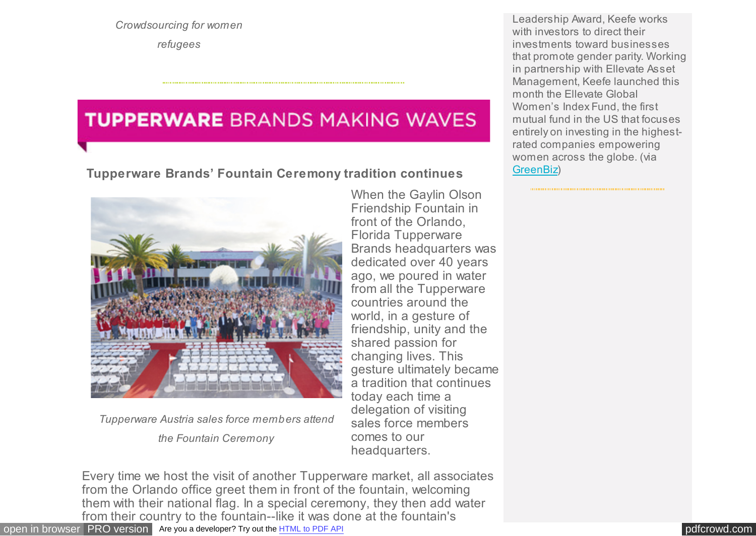*Crowdsourcing for women refugees*

## TUPPERWARE BRANDS MAKING WAVES

### Tupperware Brands' Fountain Ceremony tradition continues

*Tupperware Austria sales force members attend the Fountain Ceremony*

When the Gaylin Olson Friendship Fountain in front of the Orlando, Florida Tupperware Brands headquarters was dedicated over 40 years ago, we poured in water from all the Tupperware countries around the world, in a gesture of friendship, unity and the shared passion for changing lives. This gesture ultimately became a tradition that continues today each time a delegation of visiting sales force members comes to our headquarters.

Every time we host the visit of another Tupperware market, all associates from the Orlando office greet them in front of the fountain, welcoming them with their national flag. In a special ceremony, they then add water from their country to the fountain--like it was done at the fountain's

Leadership Award, Keefe works with investors to direct their investments toward businesses that promote gender parity. Working in partnership with Ellevate Asset Management, Keefe launched this month the Ellevate Global Women's Index Fund, the first mutual fund in the US that focuses entirely on investing in the highest-rated companies empowering women across the globe. (via GreenBiz)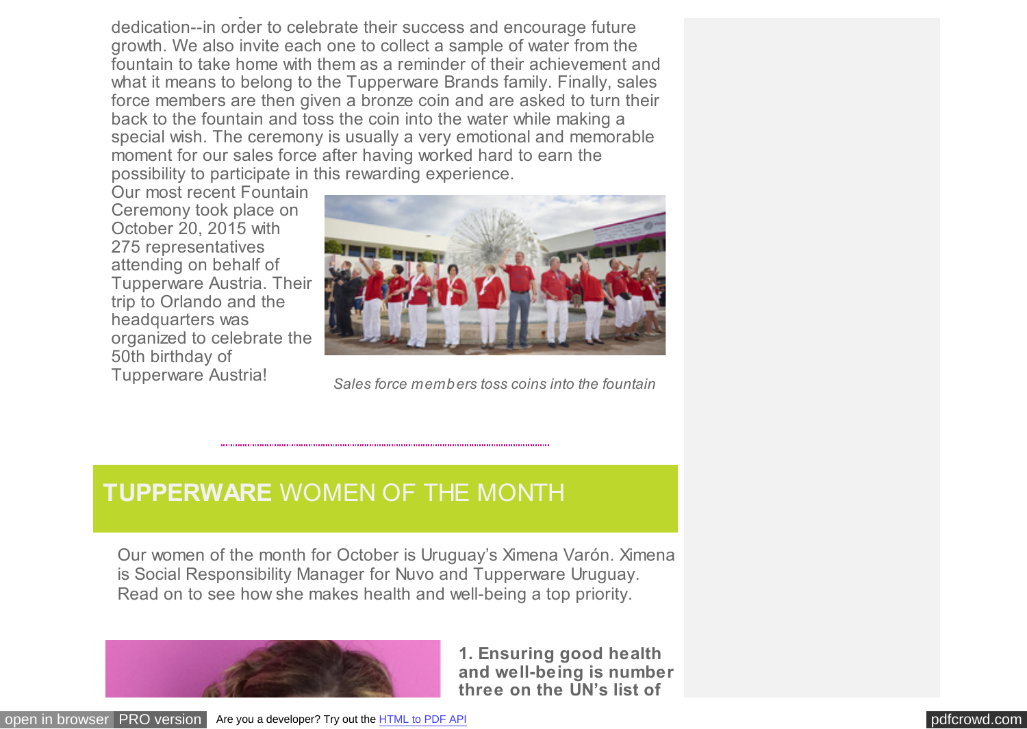dedication--in order to celebrate their success and encourage future growth. We also invite each one to collect a sample of water from the fountain to take home with them as a reminder of their achievement and what it means to belong to the Tupperware Brands family. Finally, sales force members are then given a bronze coin and are asked to turn their back to the fountain and toss the coin into the water while making a special wish. The ceremony is usually a very emotional and memorable moment for our sales force after having worked hard to earn the possibility to participate in this rewarding experience.

Our most recent Fountain Ceremony took place on October 20, 2015 with 275 representatives attending on behalf of Tupperware Austria. Their trip to Orlando and the headquarters was organized to celebrate the 50th birthday of Tupperware Austria!

*Sales force members toss coins into the fountain*

## **TUPPERWARE** WOMEN OF THE MONTH

Our women of the month for October is Uruguay's Ximena Varón. Ximena is Social Responsibility Manager for Nuvo and Tupperware Uruguay. Read on to see how she makes health and well-being a top priority.

**1. Ensuring good health and well-being is number three on the UN's list of**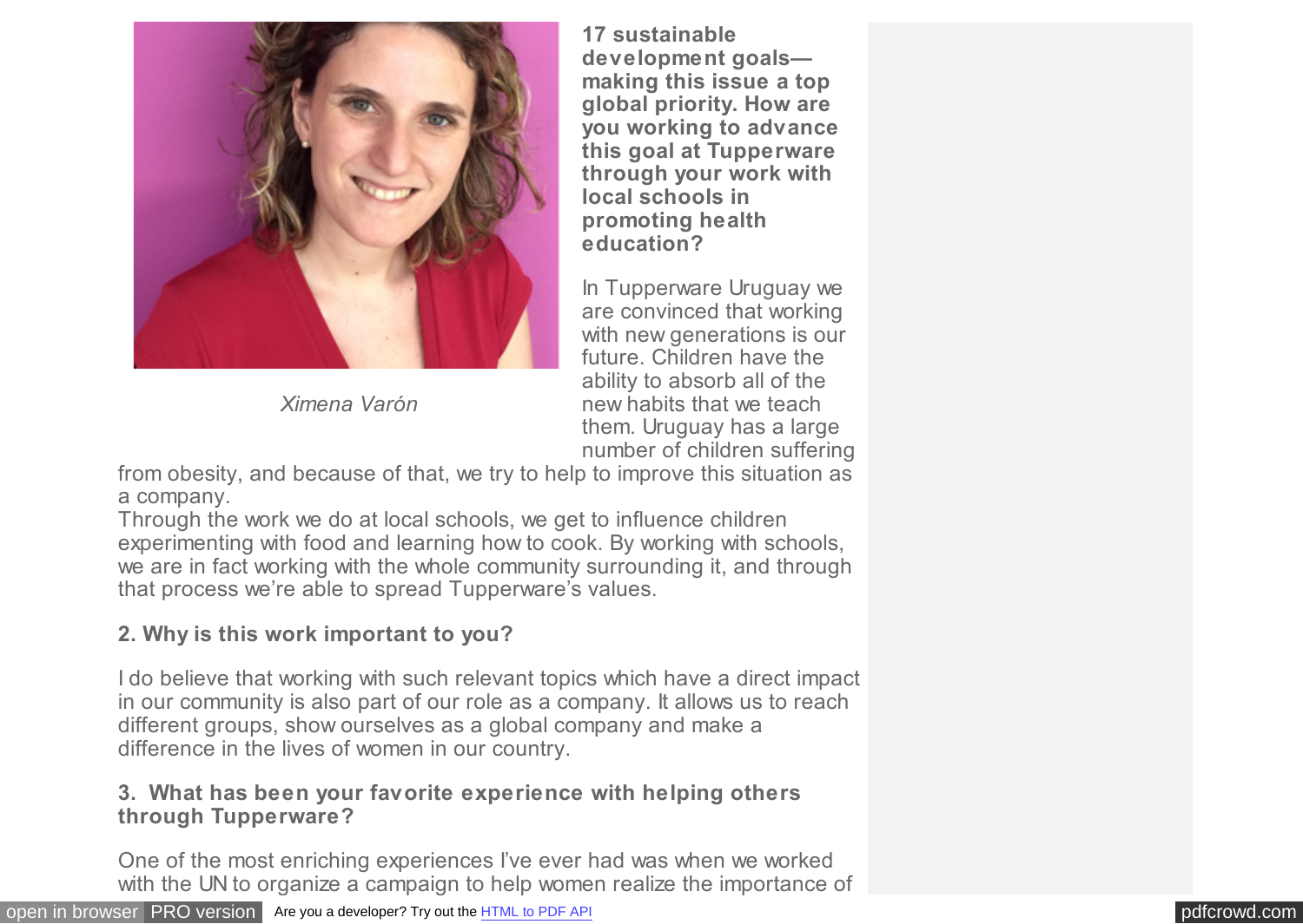Ximena Varón

**17 sustainable development goals—making this issue a top global priority. How are you working to advance this goal at Tupperware through your work with local schools in promoting health education?**

In Tupperware Uruguay we are convinced that working with new generations is our future. Children have the ability to absorb all of the new habits that we teach them. Uruguay has a large number of children suffering from obesity, and because of that, we try to help to improve this situation as a company.
Through the work we do at local schools, we get to influence children experimenting with food and learning how to cook. By working with schools, we are in fact working with the whole community surrounding it, and through that process we're able to spread Tupperware's values.

**2. Why is this work important to you?**

I do believe that working with such relevant topics which have a direct impact in our community is also part of our role as a company. It allows us to reach different groups, show ourselves as a global company and make a difference in the lives of women in our country.

**3. What has been your favorite experience with helping others through Tupperware?**

One of the most enriching experiences I've ever had was when we worked with the UN to organize a campaign to help women realize the importance of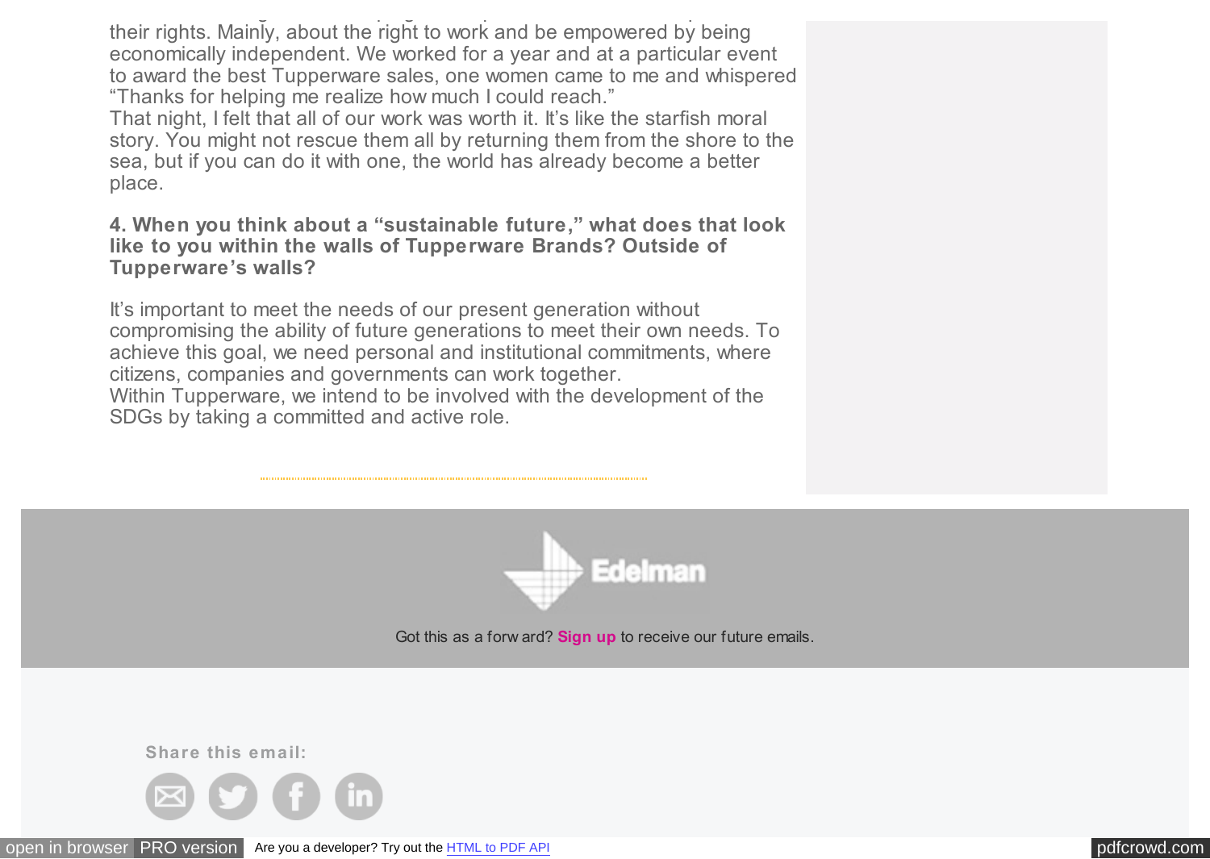their rights. Mainly, about the right to work and be empowered by being economically independent. We worked for a year and at a particular event to award the best Tupperware sales, one women came to me and whispered "Thanks for helping me realize how much I could reach."
That night, I felt that all of our work was worth it. It's like the starfish moral story. You might not rescue them all by returning them from the shore to the sea, but if you can do it with one, the world has already become a better place.

**4. When you think about a "sustainable future," what does that look like to you within the walls of Tupperware Brands? Outside of Tupperware's walls?**

It's important to meet the needs of our present generation without compromising the ability of future generations to meet their own needs. To achieve this goal, we need personal and institutional commitments, where citizens, companies and governments can work together.
Within Tupperware, we intend to be involved with the development of the SDGs by taking a committed and active role.

Edelman

Got this as a forward? **Sign up** to receive our future emails.

**Share this email:**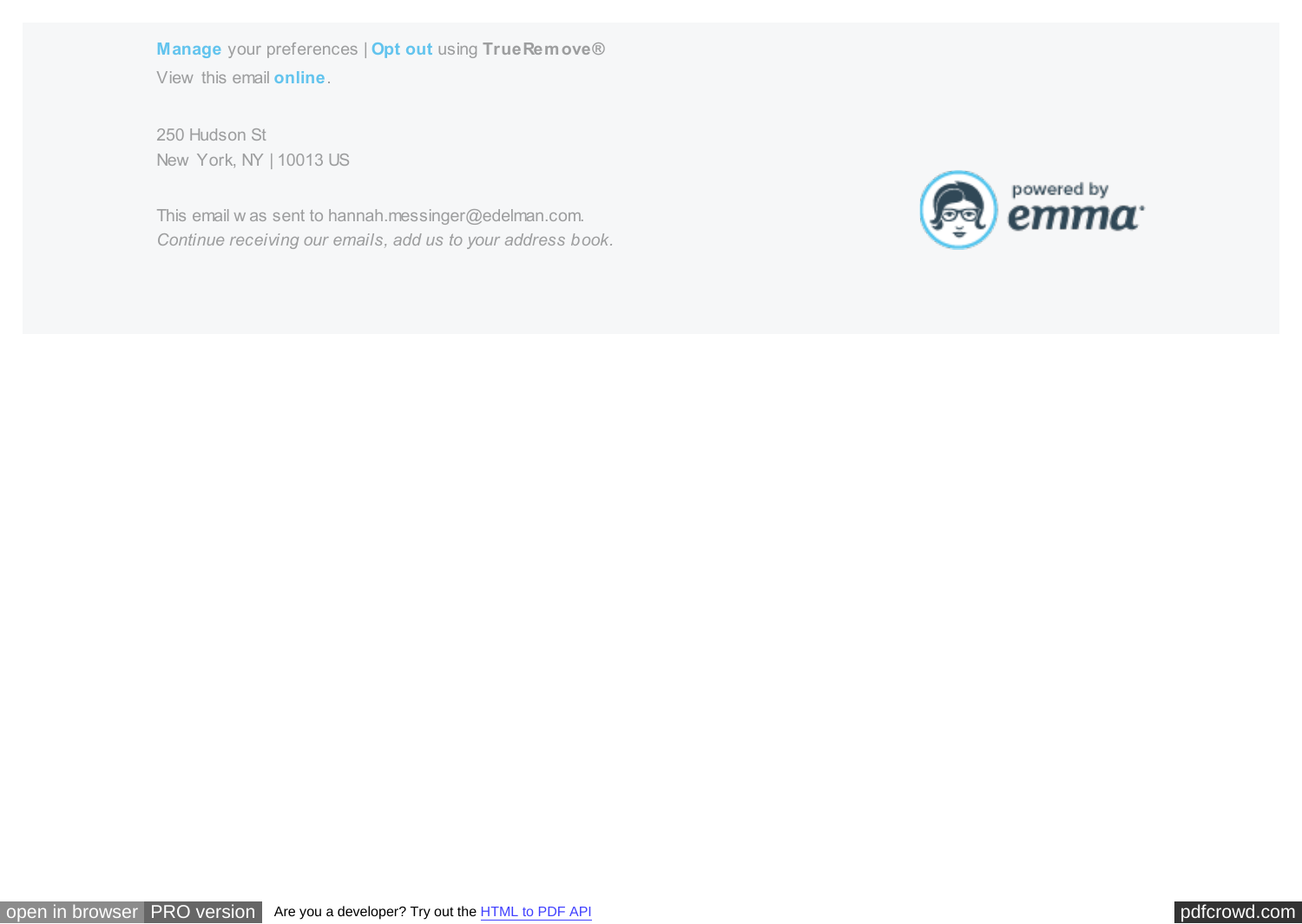**Manage** your preferences | **Opt out** using **TrueRemove®**
View this email **online**.

250 Hudson St
New York, NY | 10013 US

This email was sent to hannah.messinger@edelman.com.
*Continue receiving our emails, add us to your address book.*

powered by emma